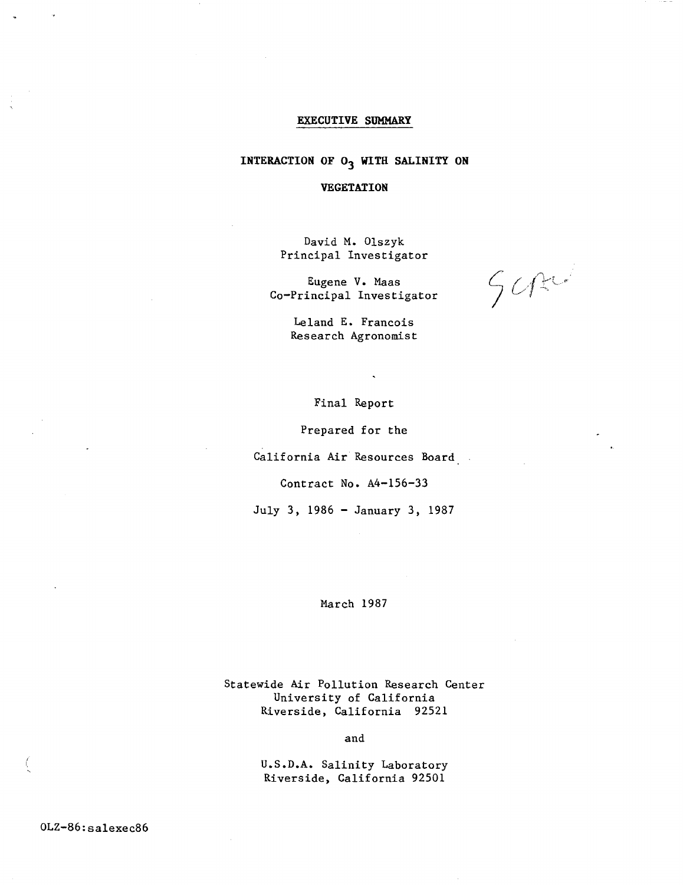# EXECUTIVE SUMMARY

## INTERACTION OF $O_3$ WITH SALINITY ON VEGETATION

David M. Olszyk
Principal Investigator

Eugene V. Maas
Co-Principal Investigator

Leland E. Francois
Research Agronomist

Final Report

Prepared for the

California Air Resources Board

Contract No. A4-156-33

July 3, 1986 - January 3, 1987

March 1987

Statewide Air Pollution Research Center
University of California
Riverside, California 92521

and

U.S.D.A. Salinity Laboratory
Riverside, California 92501

OLZ-86:salexec86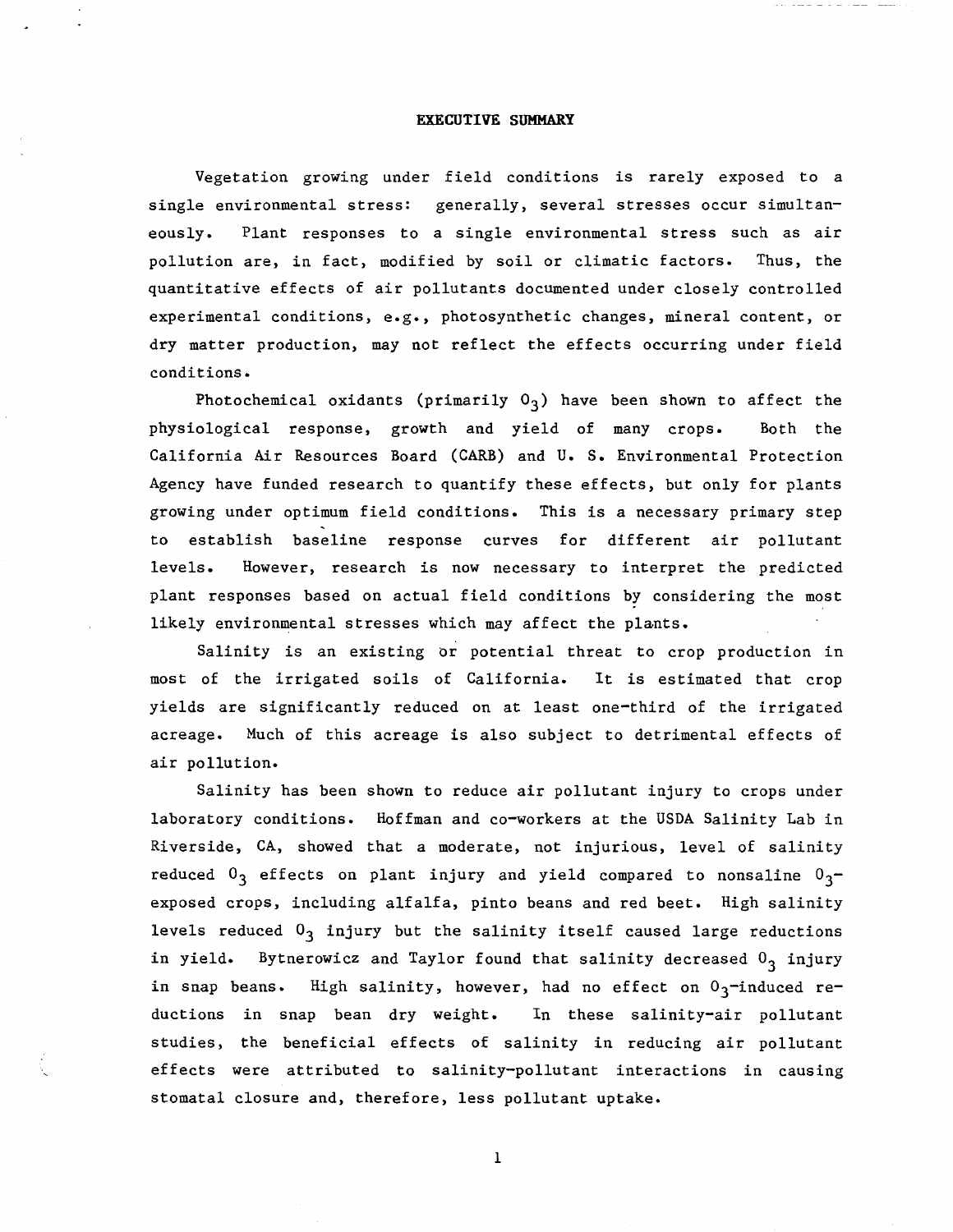# EXECUTIVE SUMMARY

Vegetation growing under field conditions is rarely exposed to a single environmental stress: generally, several stresses occur simultaneously. Plant responses to a single environmental stress such as air pollution are, in fact, modified by soil or climatic factors. Thus, the quantitative effects of air pollutants documented under closely controlled experimental conditions, e.g., photosynthetic changes, mineral content, or dry matter production, may not reflect the effects occurring under field conditions.

Photochemical oxidants (primarily $O_3$) have been shown to affect the physiological response, growth and yield of many crops. Both the California Air Resources Board (CARB) and U. S. Environmental Protection Agency have funded research to quantify these effects, but only for plants growing under optimum field conditions. This is a necessary primary step to establish baseline response curves for different air pollutant levels. However, research is now necessary to interpret the predicted plant responses based on actual field conditions by considering the most likely environmental stresses which may affect the plants.

Salinity is an existing or potential threat to crop production in most of the irrigated soils of California. It is estimated that crop yields are significantly reduced on at least one-third of the irrigated acreage. Much of this acreage is also subject to detrimental effects of air pollution.

Salinity has been shown to reduce air pollutant injury to crops under laboratory conditions. Hoffman and co-workers at the USDA Salinity Lab in Riverside, CA, showed that a moderate, not injurious, level of salinity reduced $O_3$ effects on plant injury and yield compared to nonsaline $O_3$-exposed crops, including alfalfa, pinto beans and red beet. High salinity levels reduced $O_3$ injury but the salinity itself caused large reductions in yield. Bytnerowicz and Taylor found that salinity decreased $O_3$ injury in snap beans. High salinity, however, had no effect on $O_3$-induced reductions in snap bean dry weight. In these salinity-air pollutant studies, the beneficial effects of salinity in reducing air pollutant effects were attributed to salinity-pollutant interactions in causing stomatal closure and, therefore, less pollutant uptake.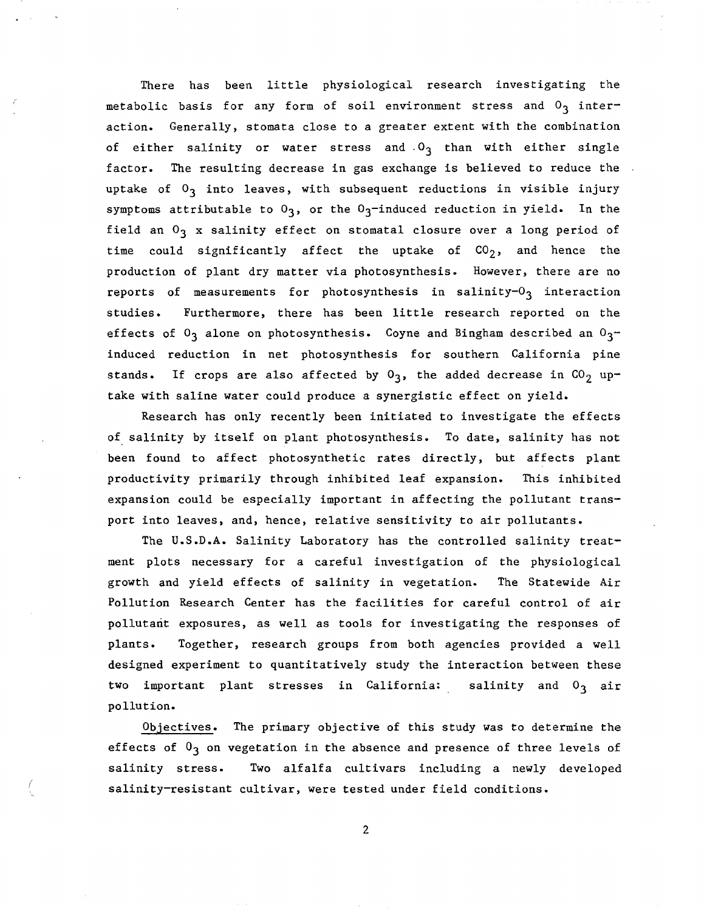There has been little physiological research investigating the metabolic basis for any form of soil environment stress and $O_3$ interaction. Generally, stomata close to a greater extent with the combination of either salinity or water stress and $O_3$ than with either single factor. The resulting decrease in gas exchange is believed to reduce the uptake of $O_3$ into leaves, with subsequent reductions in visible injury symptoms attributable to $O_3$, or the $O_3$-induced reduction in yield. In the field an $O_3$ x salinity effect on stomatal closure over a long period of time could significantly affect the uptake of $CO_2$, and hence the production of plant dry matter via photosynthesis. However, there are no reports of measurements for photosynthesis in salinity-$O_3$ interaction studies. Furthermore, there has been little research reported on the effects of $O_3$ alone on photosynthesis. Coyne and Bingham described an $O_3$-induced reduction in net photosynthesis for southern California pine stands. If crops are also affected by $O_3$, the added decrease in $CO_2$ uptake with saline water could produce a synergistic effect on yield.

Research has only recently been initiated to investigate the effects of salinity by itself on plant photosynthesis. To date, salinity has not been found to affect photosynthetic rates directly, but affects plant productivity primarily through inhibited leaf expansion. This inhibited expansion could be especially important in affecting the pollutant transport into leaves, and, hence, relative sensitivity to air pollutants.

The U.S.D.A. Salinity Laboratory has the controlled salinity treatment plots necessary for a careful investigation of the physiological growth and yield effects of salinity in vegetation. The Statewide Air Pollution Research Center has the facilities for careful control of air pollutant exposures, as well as tools for investigating the responses of plants. Together, research groups from both agencies provided a well designed experiment to quantitatively study the interaction between these two important plant stresses in California: salinity and $O_3$ air pollution.

Objectives. The primary objective of this study was to determine the effects of $O_3$ on vegetation in the absence and presence of three levels of salinity stress. Two alfalfa cultivars including a newly developed salinity-resistant cultivar, were tested under field conditions.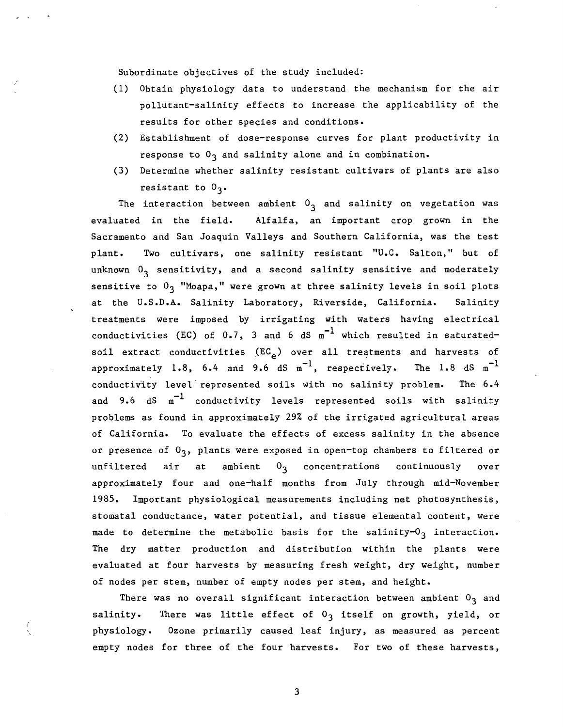Subordinate objectives of the study included:

(1) Obtain physiology data to understand the mechanism for the air pollutant-salinity effects to increase the applicability of the results for other species and conditions.

(2) Establishment of dose-response curves for plant productivity in response to $O_3$ and salinity alone and in combination.

(3) Determine whether salinity resistant cultivars of plants are also resistant to $O_3$.

The interaction between ambient $O_3$ and salinity on vegetation was evaluated in the field. Alfalfa, an important crop grown in the Sacramento and San Joaquin Valleys and Southern California, was the test plant. Two cultivars, one salinity resistant "U.C. Salton," but of unknown $O_3$ sensitivity, and a second salinity sensitive and moderately sensitive to $O_3$ "Moapa," were grown at three salinity levels in soil plots at the U.S.D.A. Salinity Laboratory, Riverside, California. Salinity treatments were imposed by irrigating with waters having electrical conductivities (EC) of 0.7, 3 and 6 dS $m^{-1}$ which resulted in saturated-soil extract conductivities ($EC_e$) over all treatments and harvests of approximately 1.8, 6.4 and 9.6 dS $m^{-1}$, respectively. The 1.8 dS $m^{-1}$ conductivity level represented soils with no salinity problem. The 6.4 and 9.6 dS $m^{-1}$ conductivity levels represented soils with salinity problems as found in approximately 29% of the irrigated agricultural areas of California. To evaluate the effects of excess salinity in the absence or presence of $O_3$, plants were exposed in open-top chambers to filtered or unfiltered air at ambient $O_3$ concentrations continuously over approximately four and one-half months from July through mid-November 1985. Important physiological measurements including net photosynthesis, stomatal conductance, water potential, and tissue elemental content, were made to determine the metabolic basis for the salinity-$O_3$ interaction. The dry matter production and distribution within the plants were evaluated at four harvests by measuring fresh weight, dry weight, number of nodes per stem, number of empty nodes per stem, and height.

There was no overall significant interaction between ambient $O_3$ and salinity. There was little effect of $O_3$ itself on growth, yield, or physiology. Ozone primarily caused leaf injury, as measured as percent empty nodes for three of the four harvests. For two of these harvests,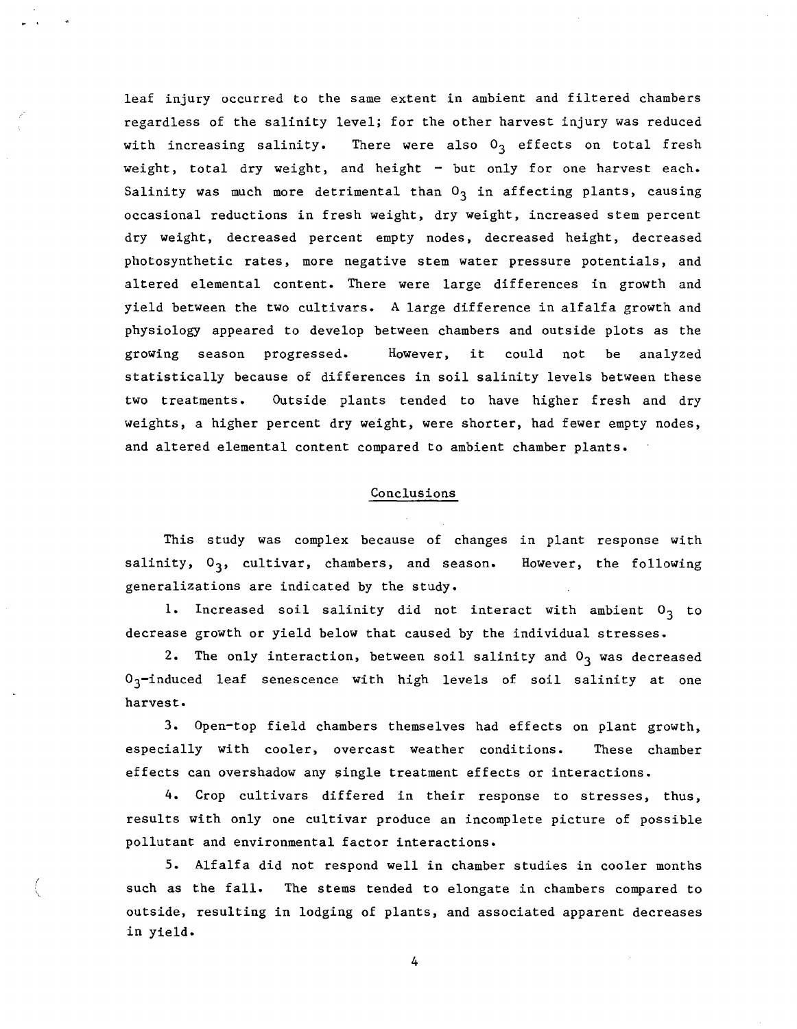leaf injury occurred to the same extent in ambient and filtered chambers regardless of the salinity level; for the other harvest injury was reduced with increasing salinity. There were also $O_3$ effects on total fresh weight, total dry weight, and height - but only for one harvest each. Salinity was much more detrimental than $O_3$ in affecting plants, causing occasional reductions in fresh weight, dry weight, increased stem percent dry weight, decreased percent empty nodes, decreased height, decreased photosynthetic rates, more negative stem water pressure potentials, and altered elemental content. There were large differences in growth and yield between the two cultivars. A large difference in alfalfa growth and physiology appeared to develop between chambers and outside plots as the growing season progressed. However, it could not be analyzed statistically because of differences in soil salinity levels between these two treatments. Outside plants tended to have higher fresh and dry weights, a higher percent dry weight, were shorter, had fewer empty nodes, and altered elemental content compared to ambient chamber plants.

## Conclusions

This study was complex because of changes in plant response with salinity, $O_3$, cultivar, chambers, and season. However, the following generalizations are indicated by the study.

1. Increased soil salinity did not interact with ambient $O_3$ to decrease growth or yield below that caused by the individual stresses.

2. The only interaction, between soil salinity and $O_3$ was decreased $O_3$-induced leaf senescence with high levels of soil salinity at one harvest.

3. Open-top field chambers themselves had effects on plant growth, especially with cooler, overcast weather conditions. These chamber effects can overshadow any single treatment effects or interactions.

4. Crop cultivars differed in their response to stresses, thus, results with only one cultivar produce an incomplete picture of possible pollutant and environmental factor interactions.

5. Alfalfa did not respond well in chamber studies in cooler months such as the fall. The stems tended to elongate in chambers compared to outside, resulting in lodging of plants, and associated apparent decreases in yield.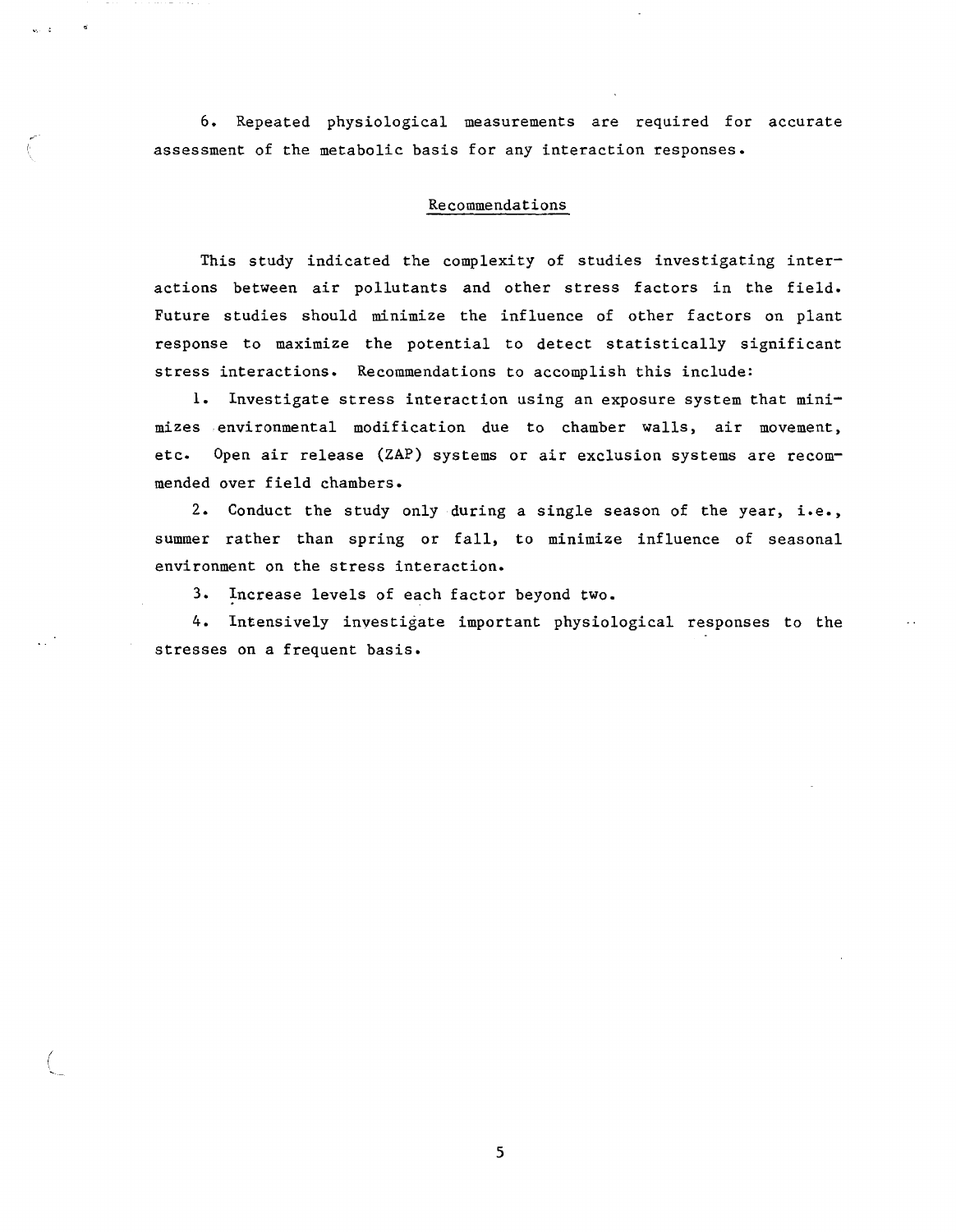6. Repeated physiological measurements are required for accurate assessment of the metabolic basis for any interaction responses.

## Recommendations

This study indicated the complexity of studies investigating interactions between air pollutants and other stress factors in the field. Future studies should minimize the influence of other factors on plant response to maximize the potential to detect statistically significant stress interactions. Recommendations to accomplish this include:

1. Investigate stress interaction using an exposure system that minimizes environmental modification due to chamber walls, air movement, etc. Open air release (ZAP) systems or air exclusion systems are recommended over field chambers.

2. Conduct the study only during a single season of the year, i.e., summer rather than spring or fall, to minimize influence of seasonal environment on the stress interaction.

3. Increase levels of each factor beyond two.

4. Intensively investigate important physiological responses to the stresses on a frequent basis.